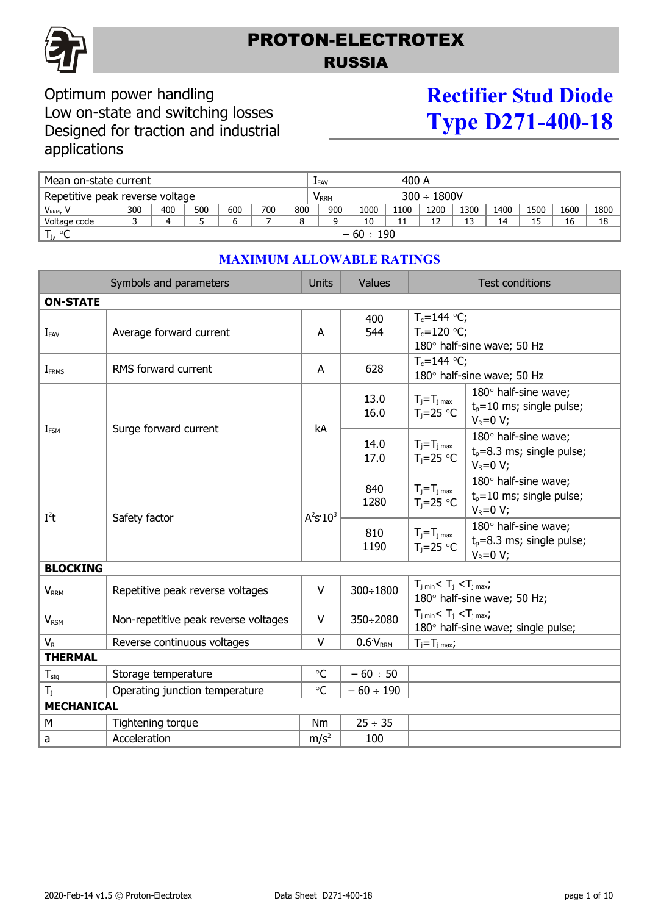# PROTON-ELECTROTEX
## RUSSIA

Optimum power handling
Low on-state and switching losses
Designed for traction and industrial applications

# Rectifier Stud Diode
# Type D271-400-18

| Mean on-state current | | | | | | | $I_{FAV}$ | | 400 A | | | | | | |
|---|---|---|---|---|---|---|---|---|---|---|---|---|---|---|---|
| Repetitive peak reverse voltage | | | | | | | $V_{RRM}$ | | 300 ÷ 1800V | | | | | | |
| $V_{RRM}$, V | 300 | 400 | 500 | 600 | 700 | 800 | 900 | 1000 | 1100 | 1200 | 1300 | 1400 | 1500 | 1600 | 1800 |
| Voltage code | 3 | 4 | 5 | 6 | 7 | 8 | 9 | 10 | 11 | 12 | 13 | 14 | 15 | 16 | 18 |
| $T_j$, °C | – 60 ÷ 190 | | | | | | | | | | | | | | |

## MAXIMUM ALLOWABLE RATINGS

| Symbols and parameters | | Units | Values | Test conditions | |
|---|---|---|---|---|---|
| **ON-STATE** | | | | | |
| $I_{FAV}$ | Average forward current | A | 400<br>544 | $T_c$=144 °C;<br>$T_c$=120 °C;<br>180° half-sine wave; 50 Hz | |
| $I_{FRMS}$ | RMS forward current | A | 628 | $T_c$=144 °C;<br>180° half-sine wave; 50 Hz | |
| $I_{FSM}$ | Surge forward current | kA | 13.0<br>16.0 | $T_j$=$T_{j\ max}$<br>$T_j$=25 °C | 180° half-sine wave;<br>$t_p$=10 ms; single pulse;<br>$V_R$=0 V; |
| | | | 14.0<br>17.0 | $T_j$=$T_{j\ max}$<br>$T_j$=25 °C | 180° half-sine wave;<br>$t_p$=8.3 ms; single pulse;<br>$V_R$=0 V; |
| $I^2t$ | Safety factor | $A^2s{\cdot}10^3$ | 840<br>1280 | $T_j$=$T_{j\ max}$<br>$T_j$=25 °C | 180° half-sine wave;<br>$t_p$=10 ms; single pulse;<br>$V_R$=0 V; |
| | | | 810<br>1190 | $T_j$=$T_{j\ max}$<br>$T_j$=25 °C | 180° half-sine wave;<br>$t_p$=8.3 ms; single pulse;<br>$V_R$=0 V; |
| **BLOCKING** | | | | | |
| $V_{RRM}$ | Repetitive peak reverse voltages | V | 300÷1800 | $T_{j\ min}$< $T_j$ <$T_{j\ max}$;<br>180° half-sine wave; 50 Hz; | |
| $V_{RSM}$ | Non-repetitive peak reverse voltages | V | 350÷2080 | $T_{j\ min}$< $T_j$ <$T_{j\ max}$;<br>180° half-sine wave; single pulse; | |
| $V_R$ | Reverse continuous voltages | V | $0.6{\cdot}V_{RRM}$ | $T_j$=$T_{j\ max}$; | |
| **THERMAL** | | | | | |
| $T_{stg}$ | Storage temperature | °C | – 60 ÷ 50 | | |
| $T_j$ | Operating junction temperature | °C | – 60 ÷ 190 | | |
| **MECHANICAL** | | | | | |
| M | Tightening torque | Nm | 25 ÷ 35 | | |
| a | Acceleration | $m/s^2$ | 100 | | |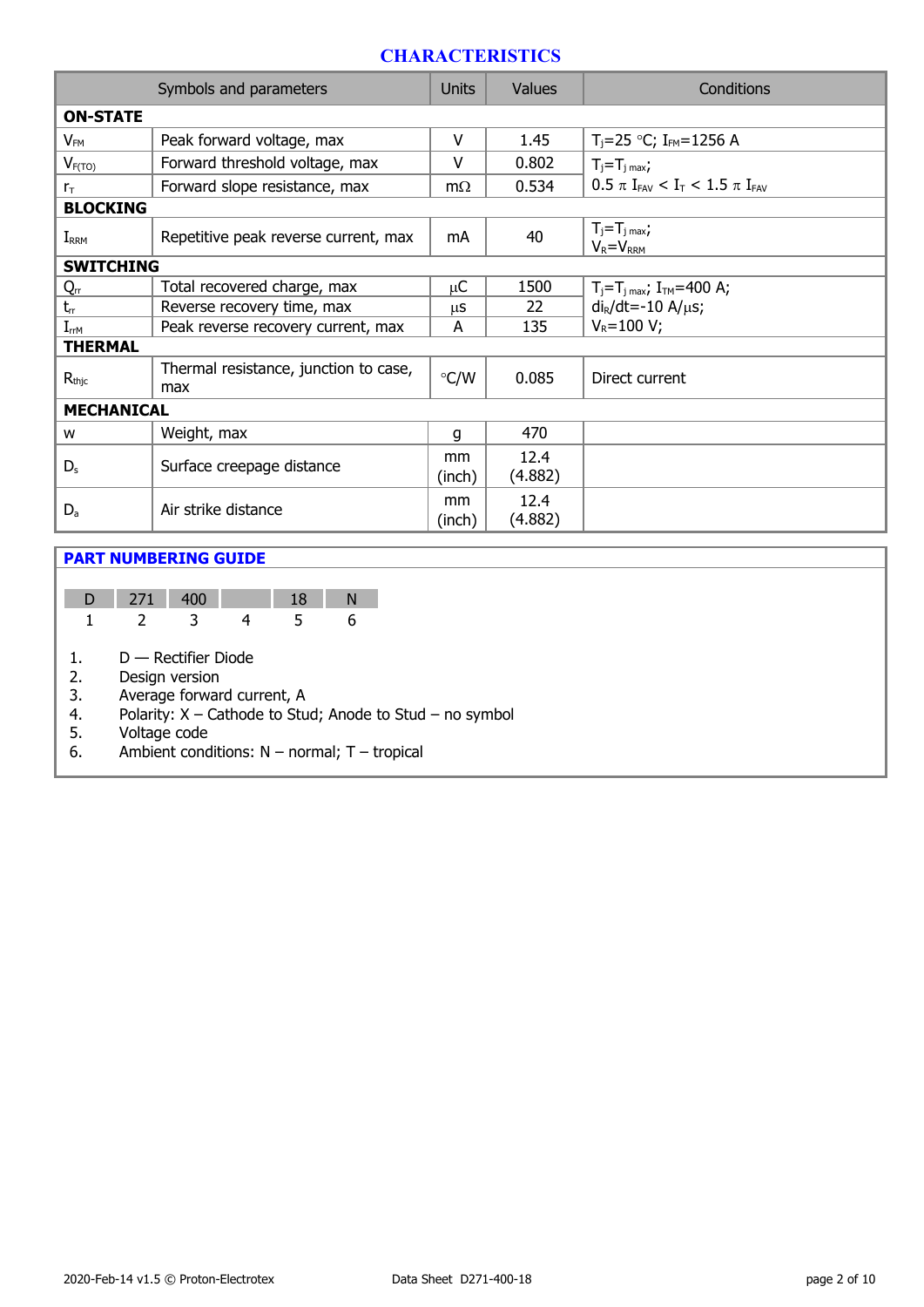# CHARACTERISTICS

| Symbols and parameters | | Units | Values | Conditions |
|---|---|---|---|---|
| **ON-STATE** | | | | |
| $V_{FM}$ | Peak forward voltage, max | V | 1.45 | $T_j$=25 °C; $I_{FM}$=1256 A |
| $V_{F(TO)}$ | Forward threshold voltage, max | V | 0.802 | $T_j=T_{j\ max}$; |
| $r_T$ | Forward slope resistance, max | mΩ | 0.534 | $0.5\ \pi\ I_{FAV} < I_T < 1.5\ \pi\ I_{FAV}$ |
| **BLOCKING** | | | | |
| $I_{RRM}$ | Repetitive peak reverse current, max | mA | 40 | $T_j=T_{j\ max}$; $V_R=V_{RRM}$ |
| **SWITCHING** | | | | |
| $Q_{rr}$ | Total recovered charge, max | μC | 1500 | $T_j=T_{j\ max}$; $I_{TM}$=400 A; |
| $t_{rr}$ | Reverse recovery time, max | μs | 22 | $di_R/dt$=-10 A/μs; |
| $I_{rrM}$ | Peak reverse recovery current, max | A | 135 | $V_R$=100 V; |
| **THERMAL** | | | | |
| $R_{thjc}$ | Thermal resistance, junction to case, max | °C/W | 0.085 | Direct current |
| **MECHANICAL** | | | | |
| w | Weight, max | g | 470 | |
| $D_s$ | Surface creepage distance | mm (inch) | 12.4 (4.882) | |
| $D_a$ | Air strike distance | mm (inch) | 12.4 (4.882) | |

## PART NUMBERING GUIDE

| D | 271 | 400 | | 18 | N |
|---|---|---|---|---|---|
| 1 | 2 | 3 | 4 | 5 | 6 |

1. D — Rectifier Diode
2. Design version
3. Average forward current, A
4. Polarity: X – Cathode to Stud; Anode to Stud – no symbol
5. Voltage code
6. Ambient conditions: N – normal; T – tropical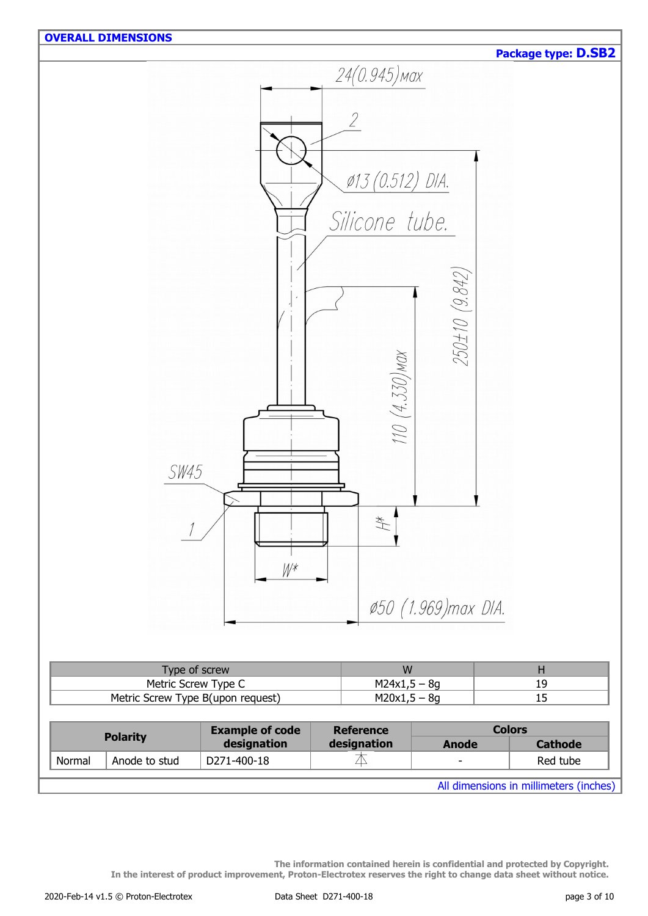## OVERALL DIMENSIONS

**Package type: D.SB2**

24(0.945)max

2

Ø13 (0.512) DIA.

Silicone tube.

250±10 (9.842)

110 (4.330)max

SW45

1

H*

W*

Ø50 (1.969)max DIA.

| Type of screw | W | H |
|---|---|---|
| Metric Screw Type C | M24x1,5 – 8g | 19 |
| Metric Screw Type B(upon request) | M20x1,5 – 8g | 15 |

| **Polarity** | | **Example of code designation** | **Reference designation** | **Colors** | |
|---|---|---|---|---|---|
| | | | | **Anode** | **Cathode** |
| Normal | Anode to stud | D271-400-18 | 本 | - | Red tube |

All dimensions in millimeters (inches)

**The information contained herein is confidential and protected by Copyright.**
**In the interest of product improvement, Proton-Electrotex reserves the right to change data sheet without notice.**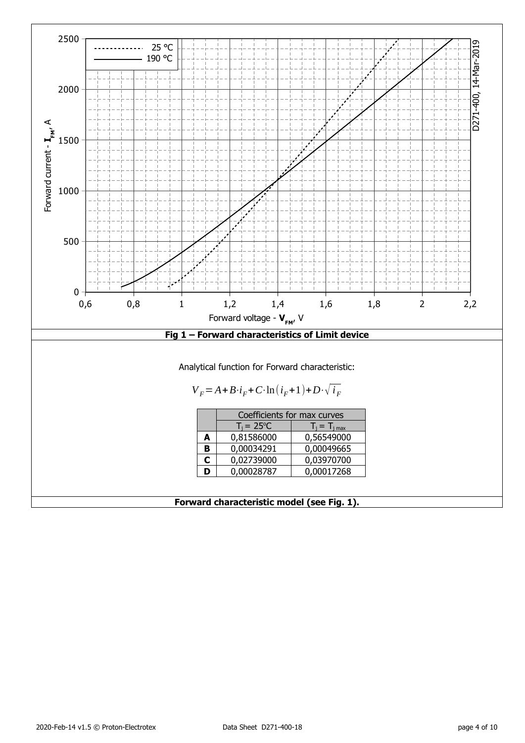Fig 1 – Forward characteristics of Limit device

Analytical function for Forward characteristic:

$$V_F = A + B \cdot i_F + C \cdot \ln(i_F + 1) + D \cdot \sqrt{i_F}$$

| | Coefficients for max curves | |
|---|---|---|
| | $T_j$ = 25°C | $T_j = T_{j\,max}$ |
| **A** | 0,81586000 | 0,56549000 |
| **B** | 0,00034291 | 0,00049665 |
| **C** | 0,02739000 | 0,03970700 |
| **D** | 0,00028787 | 0,00017268 |

**Forward characteristic model (see Fig. 1).**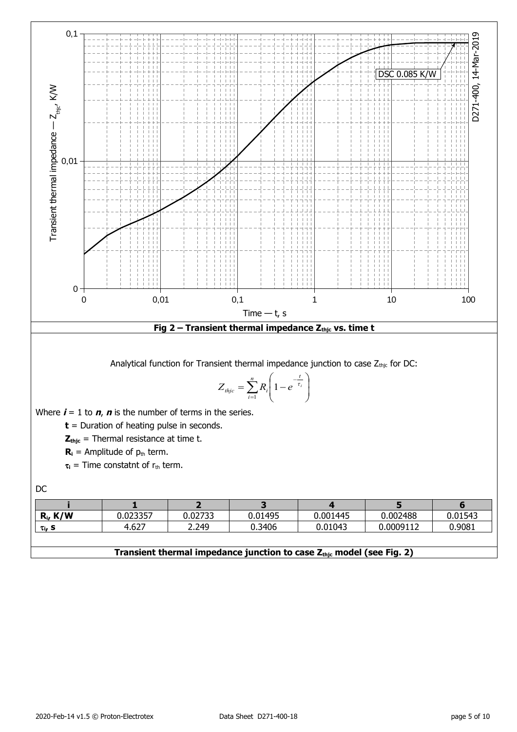**Fig 2 – Transient thermal impedance $Z_{thjc}$ vs. time t**

Analytical function for Transient thermal impedance junction to case $Z_{thjc}$ for DC:

$$Z_{thjc} = \sum_{i=1}^{n} R_i \left( 1 - e^{-\frac{t}{\tau_i}} \right)$$

Where ***i*** = 1 to ***n***, ***n*** is the number of terms in the series.

**t** = Duration of heating pulse in seconds.

$\mathbf{Z_{thjc}}$ = Thermal resistance at time t.

$\mathbf{R_i}$ = Amplitude of $p_{th}$ term.

$\tau_i$ = Time constatnt of $r_{th}$ term.

DC

| i | 1 | 2 | 3 | 4 | 5 | 6 |
|---|---|---|---|---|---|---|
| $R_i$, K/W | 0.023357 | 0.02733 | 0.01495 | 0.001445 | 0.002488 | 0.01543 |
| $\tau_i$, s | 4.627 | 2.249 | 0.3406 | 0.01043 | 0.0009112 | 0.9081 |

**Transient thermal impedance junction to case $Z_{thjc}$ model (see Fig. 2)**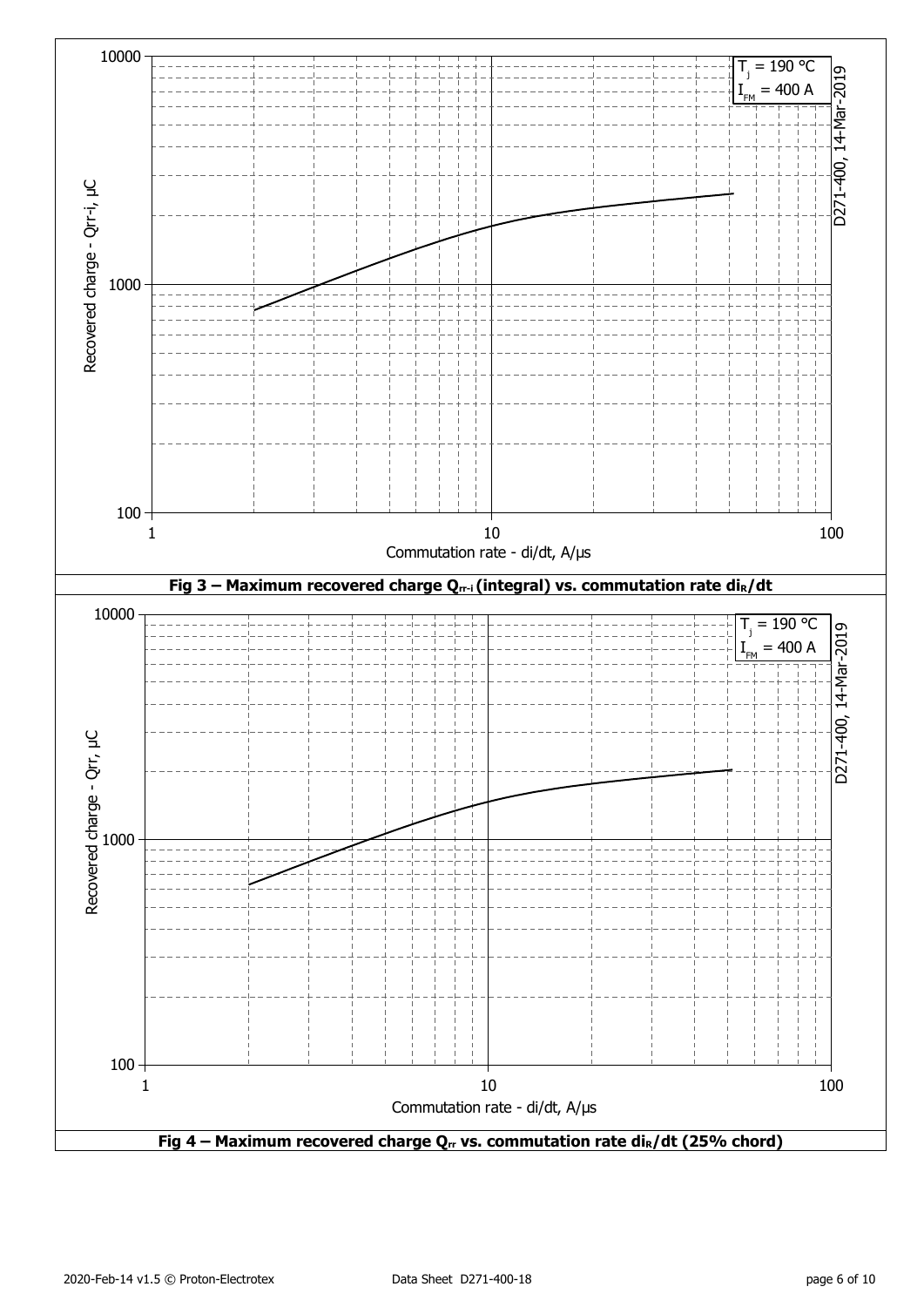Fig 3 – Maximum recovered charge $Q_{rr-i}$ (integral) vs. commutation rate $di_R/dt$

Fig 4 – Maximum recovered charge $Q_{rr}$ vs. commutation rate $di_R/dt$ (25% chord)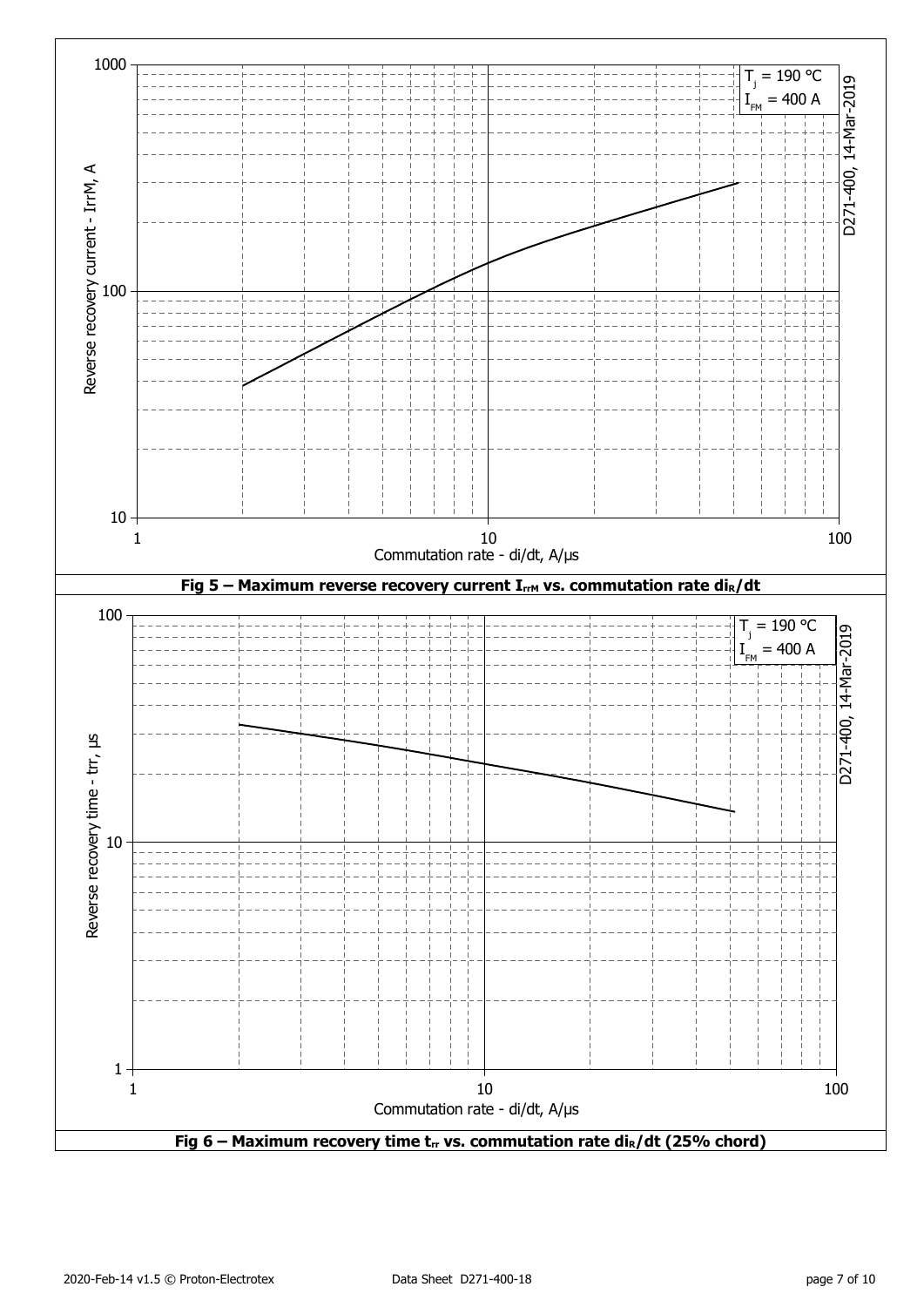**Fig 5 – Maximum reverse recovery current $I_{rrM}$ vs. commutation rate $di_R/dt$**

**Fig 6 – Maximum recovery time $t_{rr}$ vs. commutation rate $di_R/dt$ (25% chord)**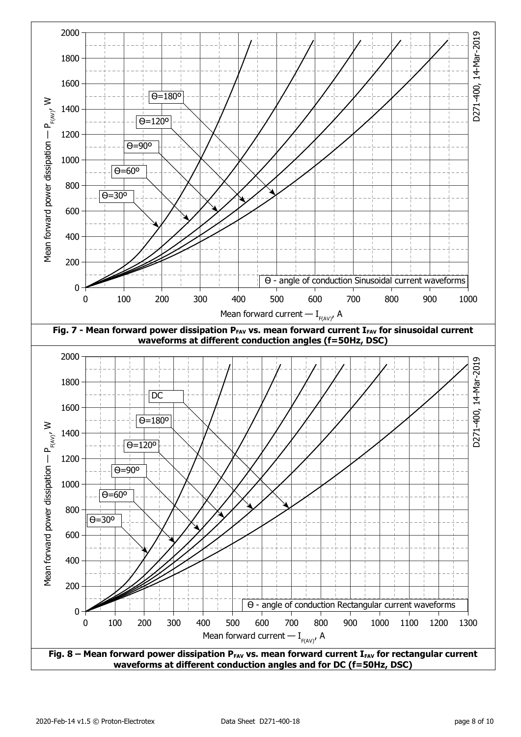**Fig. 7 - Mean forward power dissipation $P_{FAV}$ vs. mean forward current $I_{FAV}$ for sinusoidal current waveforms at different conduction angles (f=50Hz, DSC)**

**Fig. 8 – Mean forward power dissipation $P_{FAV}$ vs. mean forward current $I_{FAV}$ for rectangular current waveforms at different conduction angles and for DC (f=50Hz, DSC)**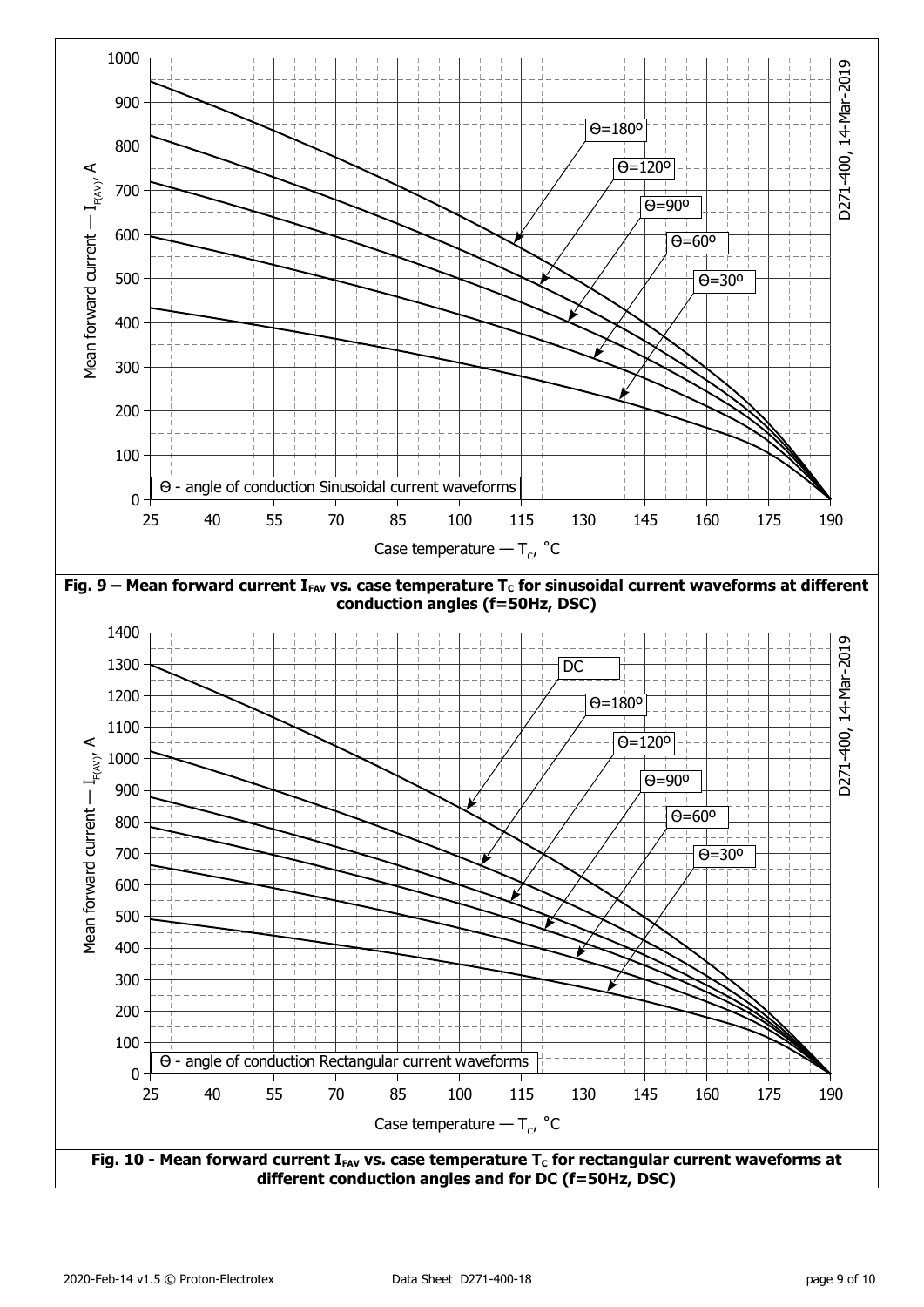**Fig. 9 – Mean forward current $I_{FAV}$ vs. case temperature $T_C$ for sinusoidal current waveforms at different conduction angles (f=50Hz, DSC)**

**Fig. 10 - Mean forward current $I_{FAV}$ vs. case temperature $T_C$ for rectangular current waveforms at different conduction angles and for DC (f=50Hz, DSC)**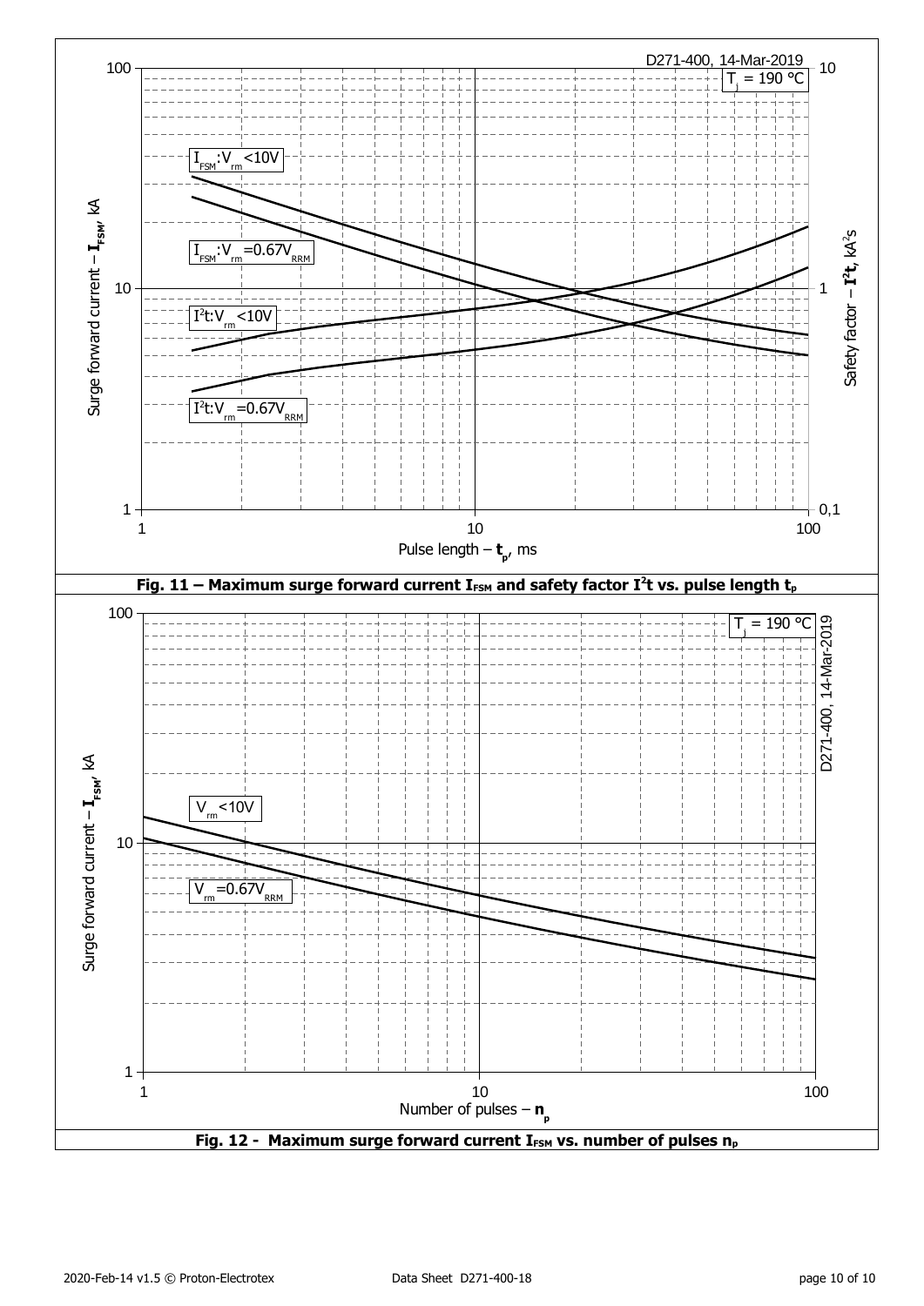D271-400, 14-Mar-2019

$T_j$ = 190 °C

$I_{FSM}$:$V_{rm}$<10V

$I_{FSM}$:$V_{rm}$=0.67$V_{RRM}$

$I^2t$:$V_{rm}$<10V

$I^2t$:$V_{rm}$=0.67$V_{RRM}$

Surge forward current – $I_{FSM}$, kA

Safety factor – $I^2t$, kA$^2$s

Pulse length – $t_p$, ms

100

10

1

0,1

**Fig. 11 – Maximum surge forward current $I_{FSM}$ and safety factor $I^2t$ vs. pulse length $t_p$**

$T_j$ = 190 °C

D271-400, 14-Mar-2019

$V_{rm}$<10V

$V_{rm}$=0.67$V_{RRM}$

Surge forward current – $I_{FSM}$, kA

Number of pulses – $n_p$

100

10

1

**Fig. 12 - Maximum surge forward current $I_{FSM}$ vs. number of pulses $n_p$**

2020-Feb-14 v1.5 © Proton-Electrotex Data Sheet D271-400-18